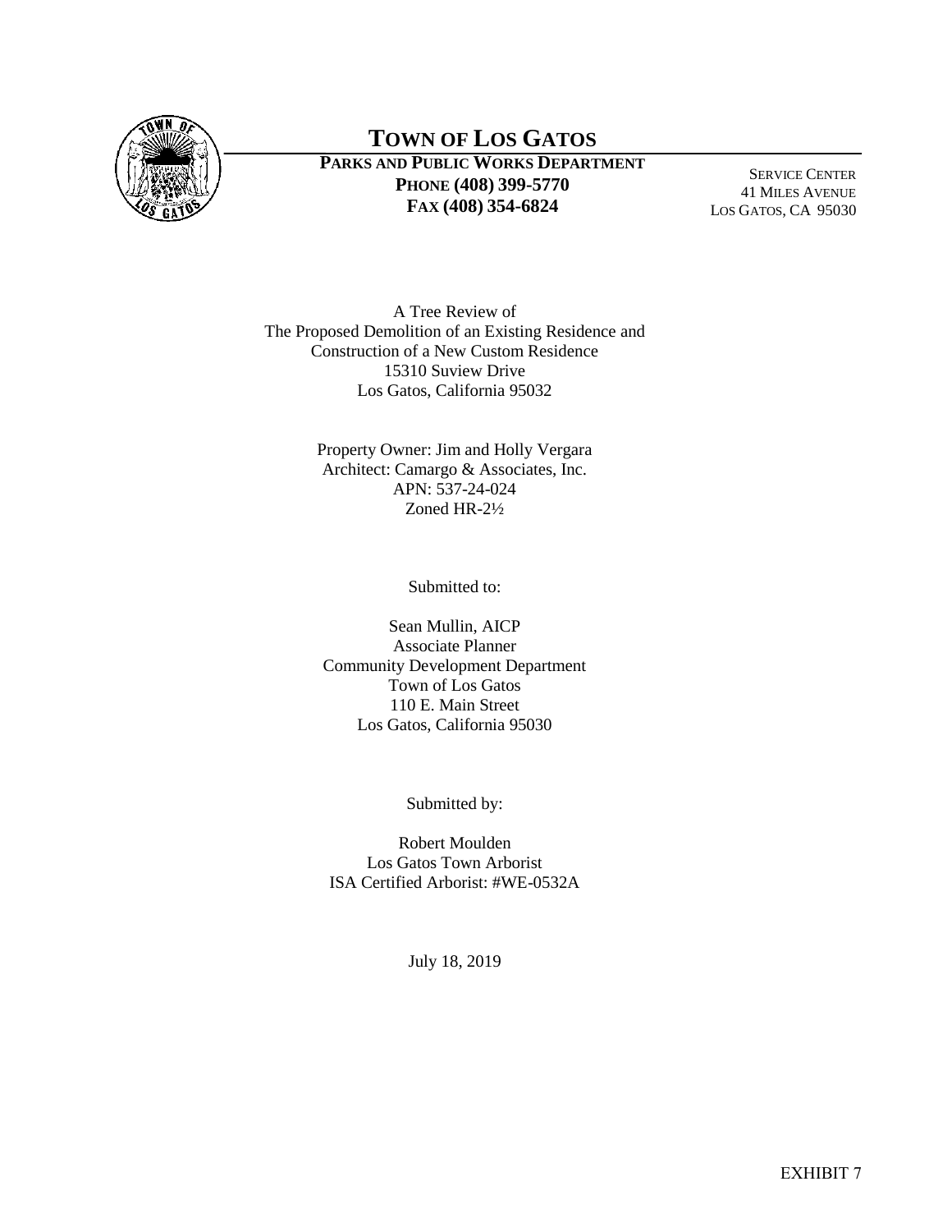# TOWN OF LOS GATOS

**PARKS AND PUBLIC WORKS DEPARTMENT**
**PHONE (408) 399-5770**
**FAX (408) 354-6824**

SERVICE CENTER
41 MILES AVENUE
LOS GATOS, CA 95030

A Tree Review of
The Proposed Demolition of an Existing Residence and
Construction of a New Custom Residence
15310 Suview Drive
Los Gatos, California 95032

Property Owner: Jim and Holly Vergara
Architect: Camargo & Associates, Inc.
APN: 537-24-024
Zoned HR-2½

Submitted to:

Sean Mullin, AICP
Associate Planner
Community Development Department
Town of Los Gatos
110 E. Main Street
Los Gatos, California 95030

Submitted by:

Robert Moulden
Los Gatos Town Arborist
ISA Certified Arborist: #WE-0532A

July 18, 2019

EXHIBIT 7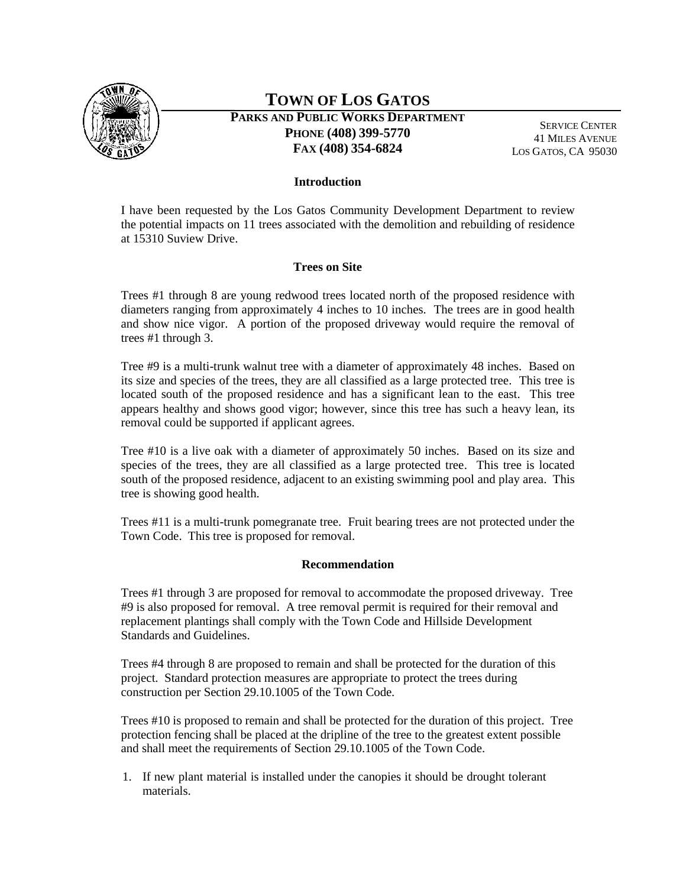# TOWN OF LOS GATOS

**PARKS AND PUBLIC WORKS DEPARTMENT**
**PHONE (408) 399-5770**
**FAX (408) 354-6824**

SERVICE CENTER
41 MILES AVENUE
LOS GATOS, CA 95030

### Introduction

I have been requested by the Los Gatos Community Development Department to review the potential impacts on 11 trees associated with the demolition and rebuilding of residence at 15310 Suview Drive.

### Trees on Site

Trees #1 through 8 are young redwood trees located north of the proposed residence with diameters ranging from approximately 4 inches to 10 inches. The trees are in good health and show nice vigor. A portion of the proposed driveway would require the removal of trees #1 through 3.

Tree #9 is a multi-trunk walnut tree with a diameter of approximately 48 inches. Based on its size and species of the trees, they are all classified as a large protected tree. This tree is located south of the proposed residence and has a significant lean to the east. This tree appears healthy and shows good vigor; however, since this tree has such a heavy lean, its removal could be supported if applicant agrees.

Tree #10 is a live oak with a diameter of approximately 50 inches. Based on its size and species of the trees, they are all classified as a large protected tree. This tree is located south of the proposed residence, adjacent to an existing swimming pool and play area. This tree is showing good health.

Trees #11 is a multi-trunk pomegranate tree. Fruit bearing trees are not protected under the Town Code. This tree is proposed for removal.

### Recommendation

Trees #1 through 3 are proposed for removal to accommodate the proposed driveway. Tree #9 is also proposed for removal. A tree removal permit is required for their removal and replacement plantings shall comply with the Town Code and Hillside Development Standards and Guidelines.

Trees #4 through 8 are proposed to remain and shall be protected for the duration of this project. Standard protection measures are appropriate to protect the trees during construction per Section 29.10.1005 of the Town Code.

Trees #10 is proposed to remain and shall be protected for the duration of this project. Tree protection fencing shall be placed at the dripline of the tree to the greatest extent possible and shall meet the requirements of Section 29.10.1005 of the Town Code.

1. If new plant material is installed under the canopies it should be drought tolerant materials.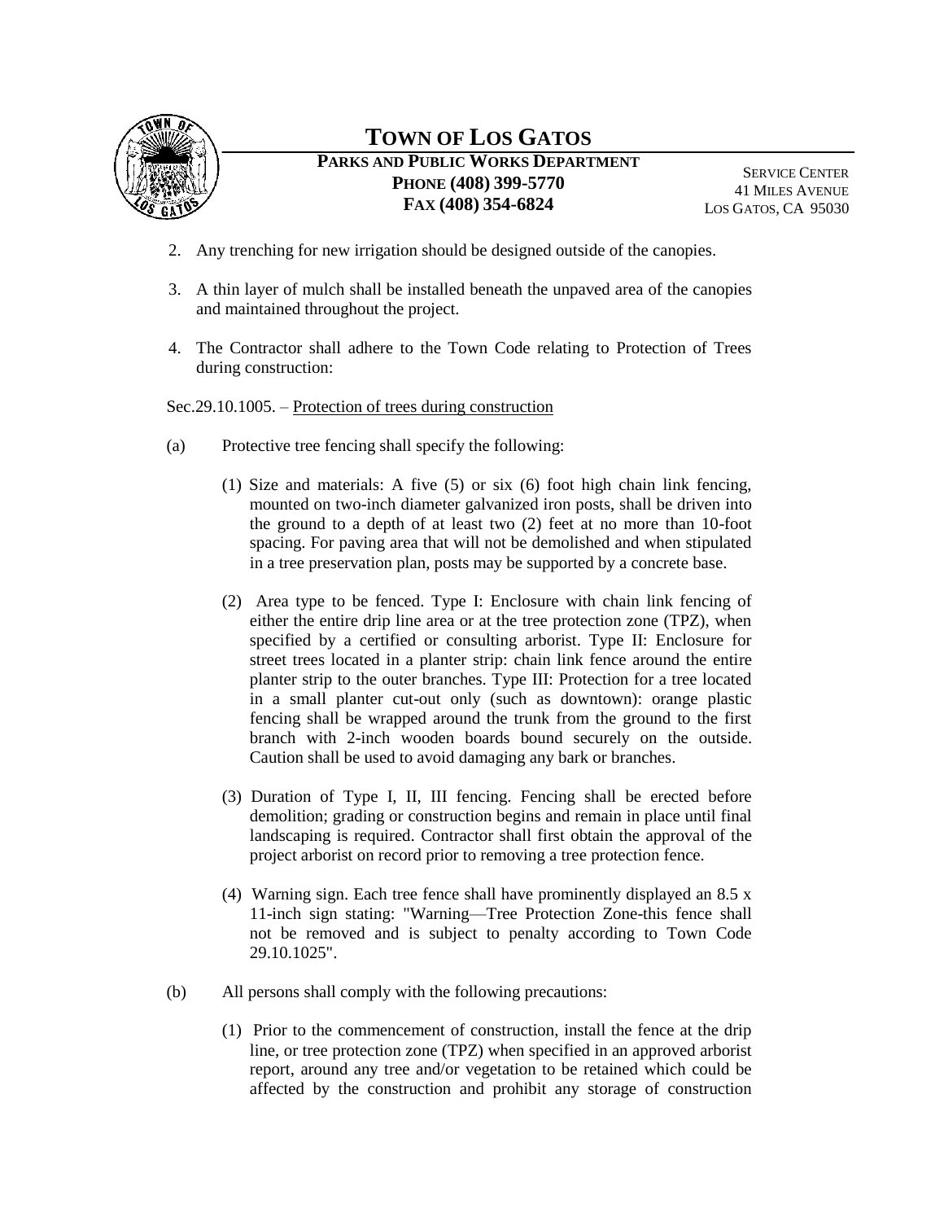2. Any trenching for new irrigation should be designed outside of the canopies.

3. A thin layer of mulch shall be installed beneath the unpaved area of the canopies and maintained throughout the project.

4. The Contractor shall adhere to the Town Code relating to Protection of Trees during construction:

Sec.29.10.1005. – Protection of trees during construction

(a) Protective tree fencing shall specify the following:

(1) Size and materials: A five (5) or six (6) foot high chain link fencing, mounted on two-inch diameter galvanized iron posts, shall be driven into the ground to a depth of at least two (2) feet at no more than 10-foot spacing. For paving area that will not be demolished and when stipulated in a tree preservation plan, posts may be supported by a concrete base.

(2) Area type to be fenced. Type I: Enclosure with chain link fencing of either the entire drip line area or at the tree protection zone (TPZ), when specified by a certified or consulting arborist. Type II: Enclosure for street trees located in a planter strip: chain link fence around the entire planter strip to the outer branches. Type III: Protection for a tree located in a small planter cut-out only (such as downtown): orange plastic fencing shall be wrapped around the trunk from the ground to the first branch with 2-inch wooden boards bound securely on the outside. Caution shall be used to avoid damaging any bark or branches.

(3) Duration of Type I, II, III fencing. Fencing shall be erected before demolition; grading or construction begins and remain in place until final landscaping is required. Contractor shall first obtain the approval of the project arborist on record prior to removing a tree protection fence.

(4) Warning sign. Each tree fence shall have prominently displayed an 8.5 x 11-inch sign stating: "Warning—Tree Protection Zone-this fence shall not be removed and is subject to penalty according to Town Code 29.10.1025".

(b) All persons shall comply with the following precautions:

(1) Prior to the commencement of construction, install the fence at the drip line, or tree protection zone (TPZ) when specified in an approved arborist report, around any tree and/or vegetation to be retained which could be affected by the construction and prohibit any storage of construction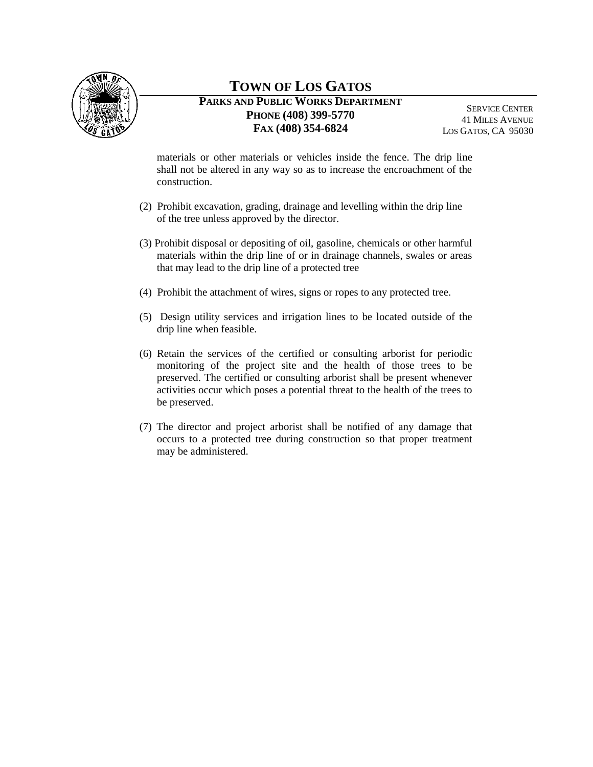materials or other materials or vehicles inside the fence. The drip line shall not be altered in any way so as to increase the encroachment of the construction.

(2) Prohibit excavation, grading, drainage and levelling within the drip line of the tree unless approved by the director.

(3) Prohibit disposal or depositing of oil, gasoline, chemicals or other harmful materials within the drip line of or in drainage channels, swales or areas that may lead to the drip line of a protected tree

(4) Prohibit the attachment of wires, signs or ropes to any protected tree.

(5) Design utility services and irrigation lines to be located outside of the drip line when feasible.

(6) Retain the services of the certified or consulting arborist for periodic monitoring of the project site and the health of those trees to be preserved. The certified or consulting arborist shall be present whenever activities occur which poses a potential threat to the health of the trees to be preserved.

(7) The director and project arborist shall be notified of any damage that occurs to a protected tree during construction so that proper treatment may be administered.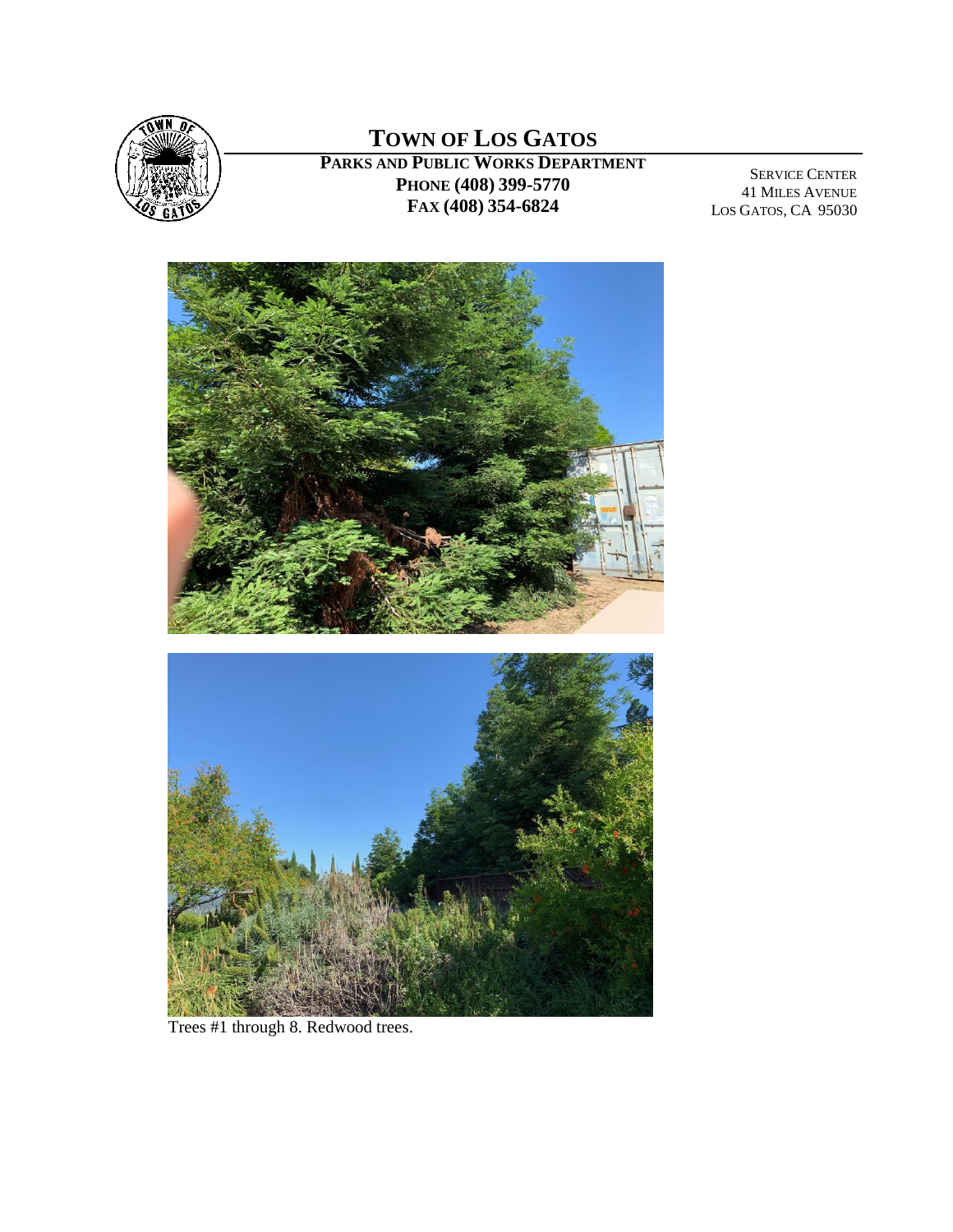# TOWN OF LOS GATOS

**PARKS AND PUBLIC WORKS DEPARTMENT**
**PHONE (408) 399-5770**
**FAX (408) 354-6824**

SERVICE CENTER
41 MILES AVENUE
LOS GATOS, CA 95030

Trees #1 through 8. Redwood trees.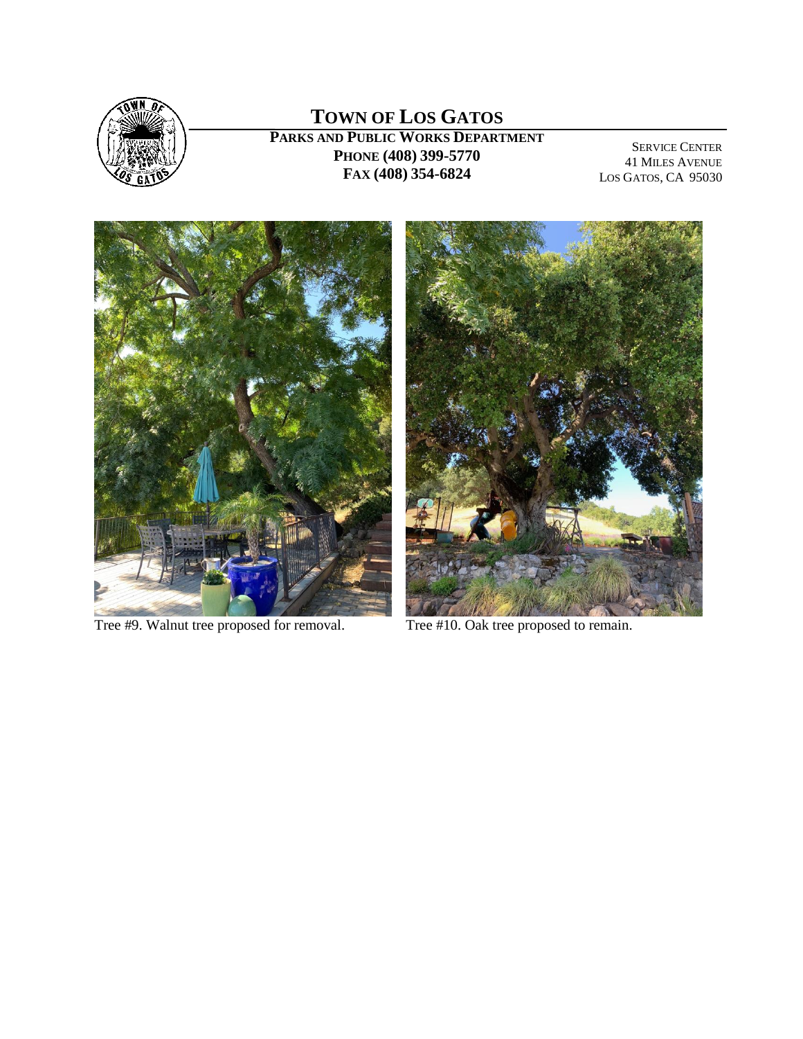# TOWN OF LOS GATOS

**PARKS AND PUBLIC WORKS DEPARTMENT**
**PHONE (408) 399-5770**
**FAX (408) 354-6824**

SERVICE CENTER
41 MILES AVENUE
LOS GATOS, CA 95030

Tree #9. Walnut tree proposed for removal.

Tree #10. Oak tree proposed to remain.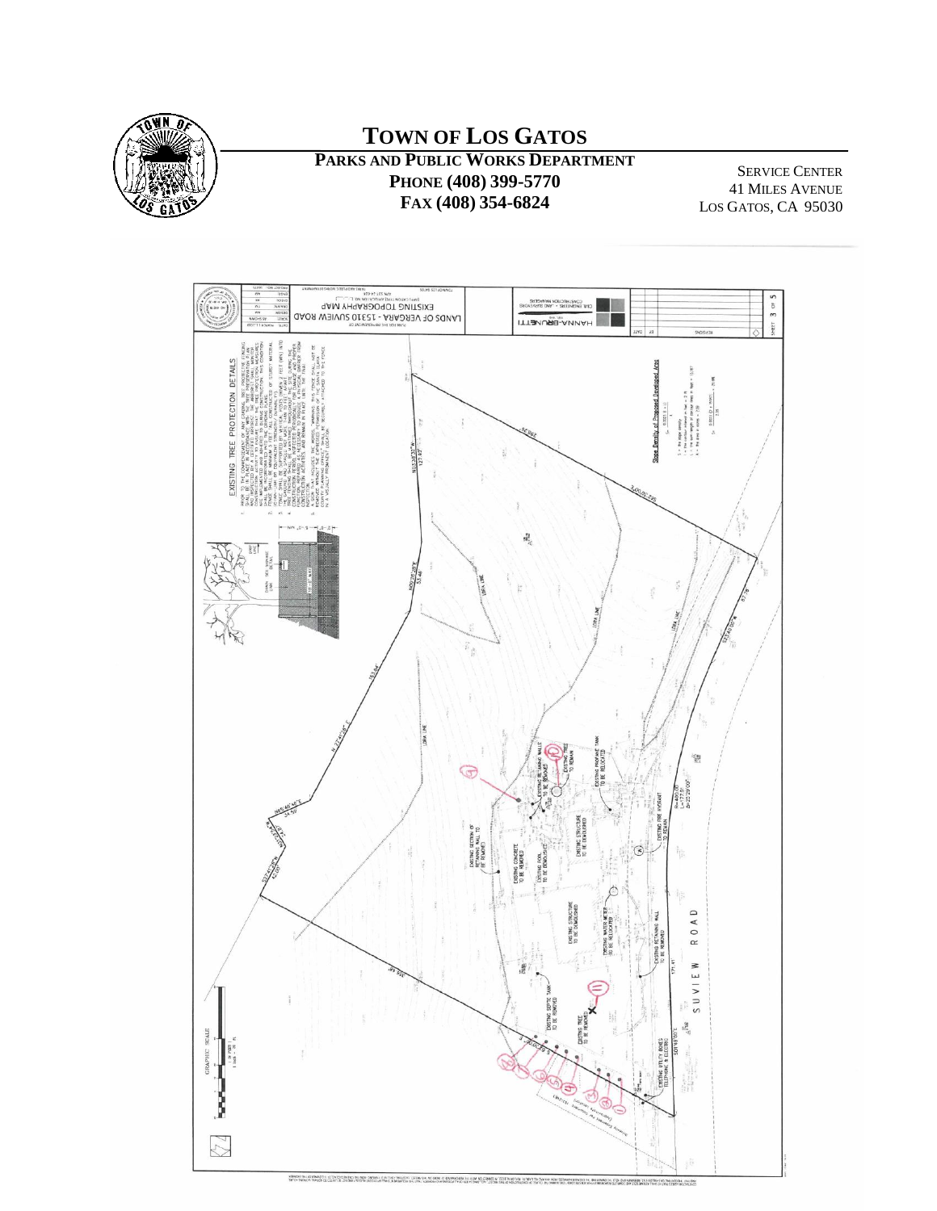# TOWN OF LOS GATOS

**PARKS AND PUBLIC WORKS DEPARTMENT**
**PHONE (408) 399-5770**
**FAX (408) 354-6824**

SERVICE CENTER
41 MILES AVENUE
LOS GATOS, CA 95030

LANDS OF VERGARA - 15310 SUVIEW ROAD

EXISTING TOPOGRAPHY MAP

HANNA-BRUNETTI

EXISTING TREE PROTECTION DETAILS

Slope Density of Proposed Developed Area

EXISTING RETAINING WALLS TO BE REMOVED

EXISTING TREE TO REMAIN

EXISTING PROPANE TANK TO BE RELOCATED

EXISTING SECTION OF RETAINING WALL TO BE REMOVED

EXISTING CONCRETE TO BE REMOVED

EXISTING POOL TO BE DEMOLISHED

EXISTING STRUCTURE TO BE DEMOLISHED

EXISTING FIRE HYDRANT TO REMAIN

EXISTING WATER METER TO BE RELOCATED

EXISTING RETAINING WALL TO BE REMOVED

EXISTING SEPTIC TANK TO BE REMOVED

EXISTING TREE TO BE REMOVED

EXISTING UTILITY BOXES TELEPHONE & ELECTRIC

SUVIEW ROAD

GRAPHIC SCALE

SHEET 3 OF 5